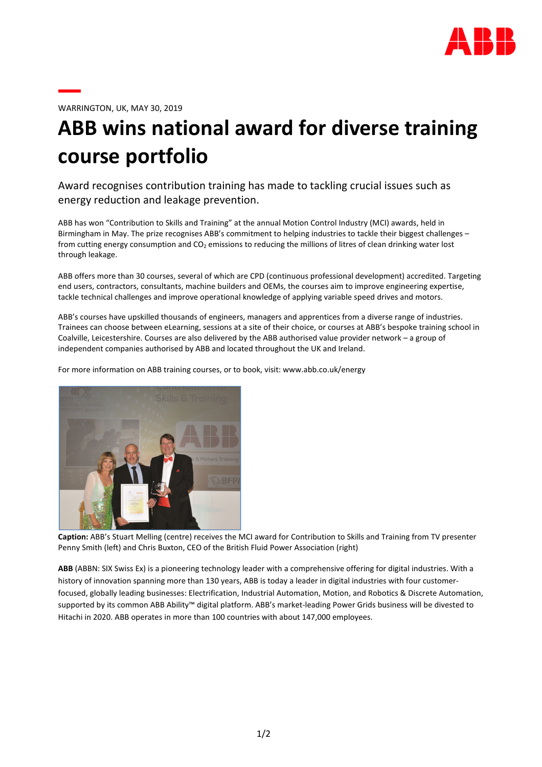WARRINGTON, UK, MAY 30, 2019

# ABB wins national award for diverse training course portfolio

## Award recognises contribution training has made to tackling crucial issues such as energy reduction and leakage prevention.

ABB has won "Contribution to Skills and Training" at the annual Motion Control Industry (MCI) awards, held in Birmingham in May. The prize recognises ABB's commitment to helping industries to tackle their biggest challenges – from cutting energy consumption and $CO_2$ emissions to reducing the millions of litres of clean drinking water lost through leakage.

ABB offers more than 30 courses, several of which are CPD (continuous professional development) accredited. Targeting end users, contractors, consultants, machine builders and OEMs, the courses aim to improve engineering expertise, tackle technical challenges and improve operational knowledge of applying variable speed drives and motors.

ABB's courses have upskilled thousands of engineers, managers and apprentices from a diverse range of industries. Trainees can choose between eLearning, sessions at a site of their choice, or courses at ABB's bespoke training school in Coalville, Leicestershire. Courses are also delivered by the ABB authorised value provider network – a group of independent companies authorised by ABB and located throughout the UK and Ireland.

For more information on ABB training courses, or to book, visit: www.abb.co.uk/energy

**Caption:** ABB's Stuart Melling (centre) receives the MCI award for Contribution to Skills and Training from TV presenter Penny Smith (left) and Chris Buxton, CEO of the British Fluid Power Association (right)

**ABB** (ABBN: SIX Swiss Ex) is a pioneering technology leader with a comprehensive offering for digital industries. With a history of innovation spanning more than 130 years, ABB is today a leader in digital industries with four customer-focused, globally leading businesses: Electrification, Industrial Automation, Motion, and Robotics & Discrete Automation, supported by its common ABB Ability™ digital platform. ABB's market-leading Power Grids business will be divested to Hitachi in 2020. ABB operates in more than 100 countries with about 147,000 employees.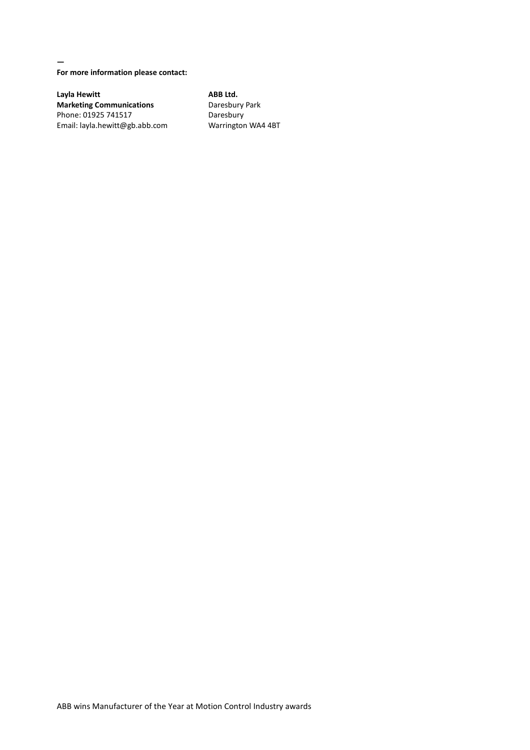—

**For more information please contact:**

**Layla Hewitt**
**Marketing Communications**
Phone: 01925 741517
Email: layla.hewitt@gb.abb.com

**ABB Ltd.**
Daresbury Park
Daresbury
Warrington WA4 4BT